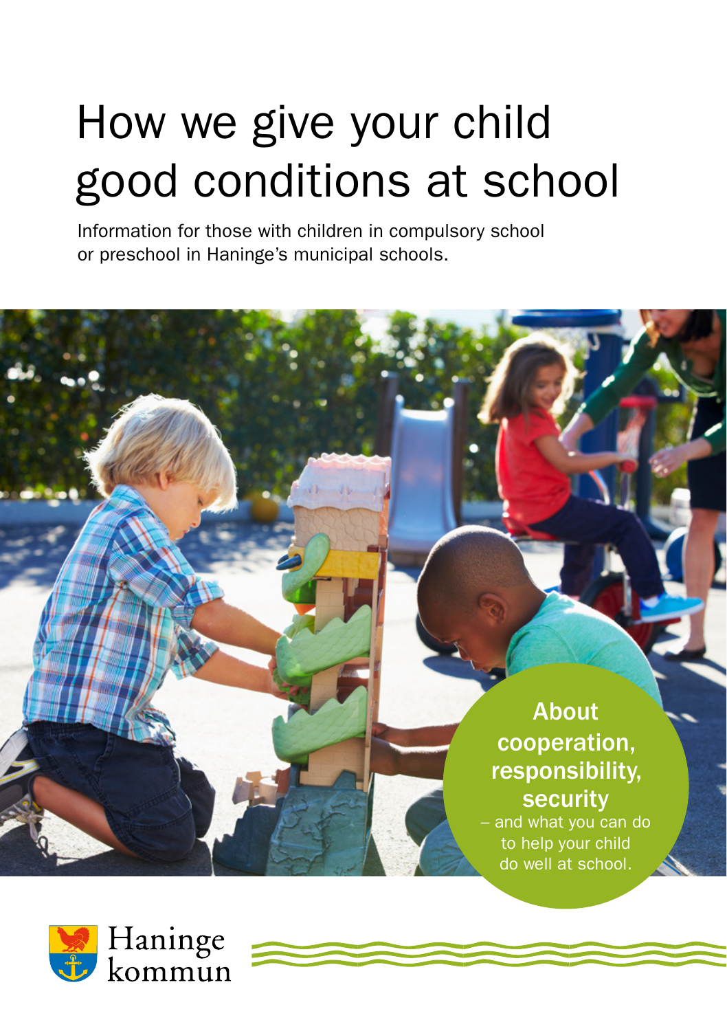# How we give your child good conditions at school

Information for those with children in compulsory school or preschool in Haninge's municipal schools.

**About cooperation, responsibility, security**

– and what you can do to help your child do well at school.

Haninge kommun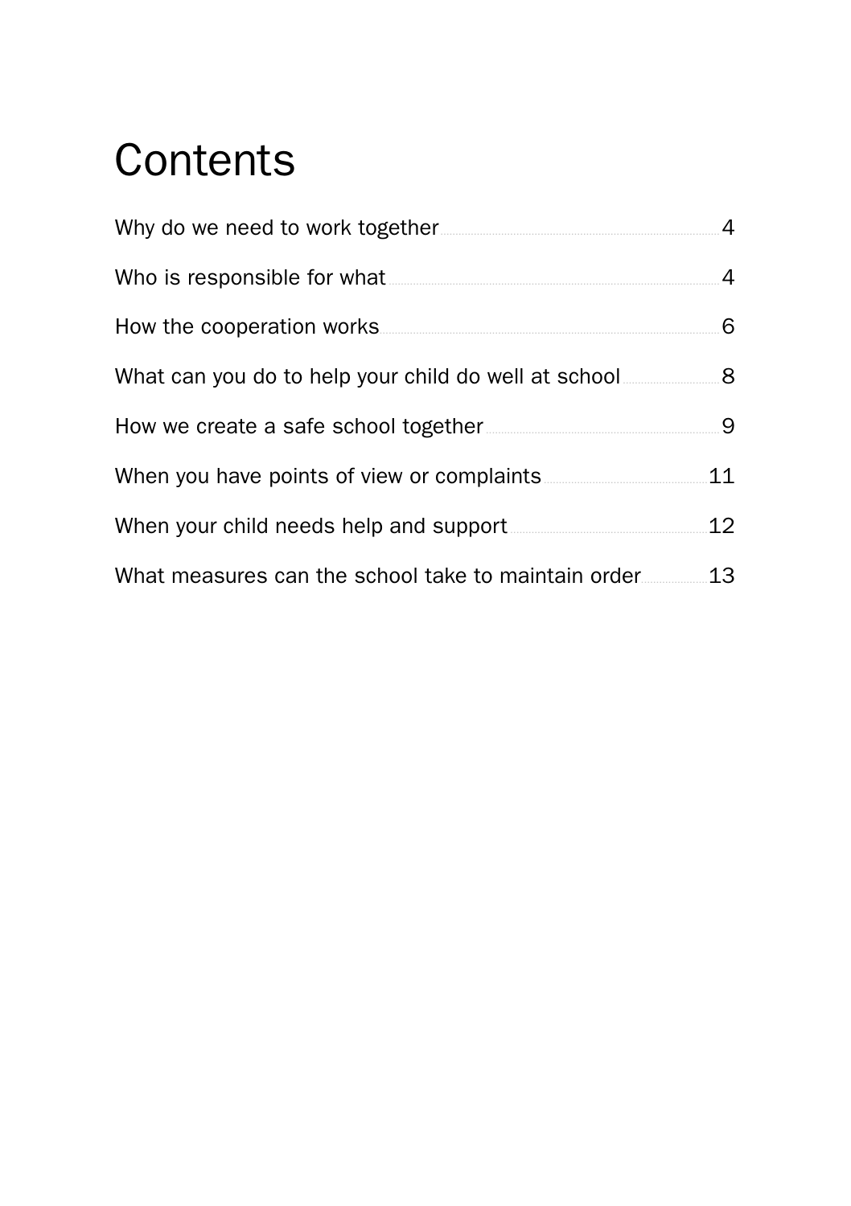# Contents

| | |
|---|---|
| Why do we need to work together | 4 |
| Who is responsible for what | 4 |
| How the cooperation works | 6 |
| What can you do to help your child do well at school | 8 |
| How we create a safe school together | 9 |
| When you have points of view or complaints | 11 |
| When your child needs help and support | 12 |
| What measures can the school take to maintain order | 13 |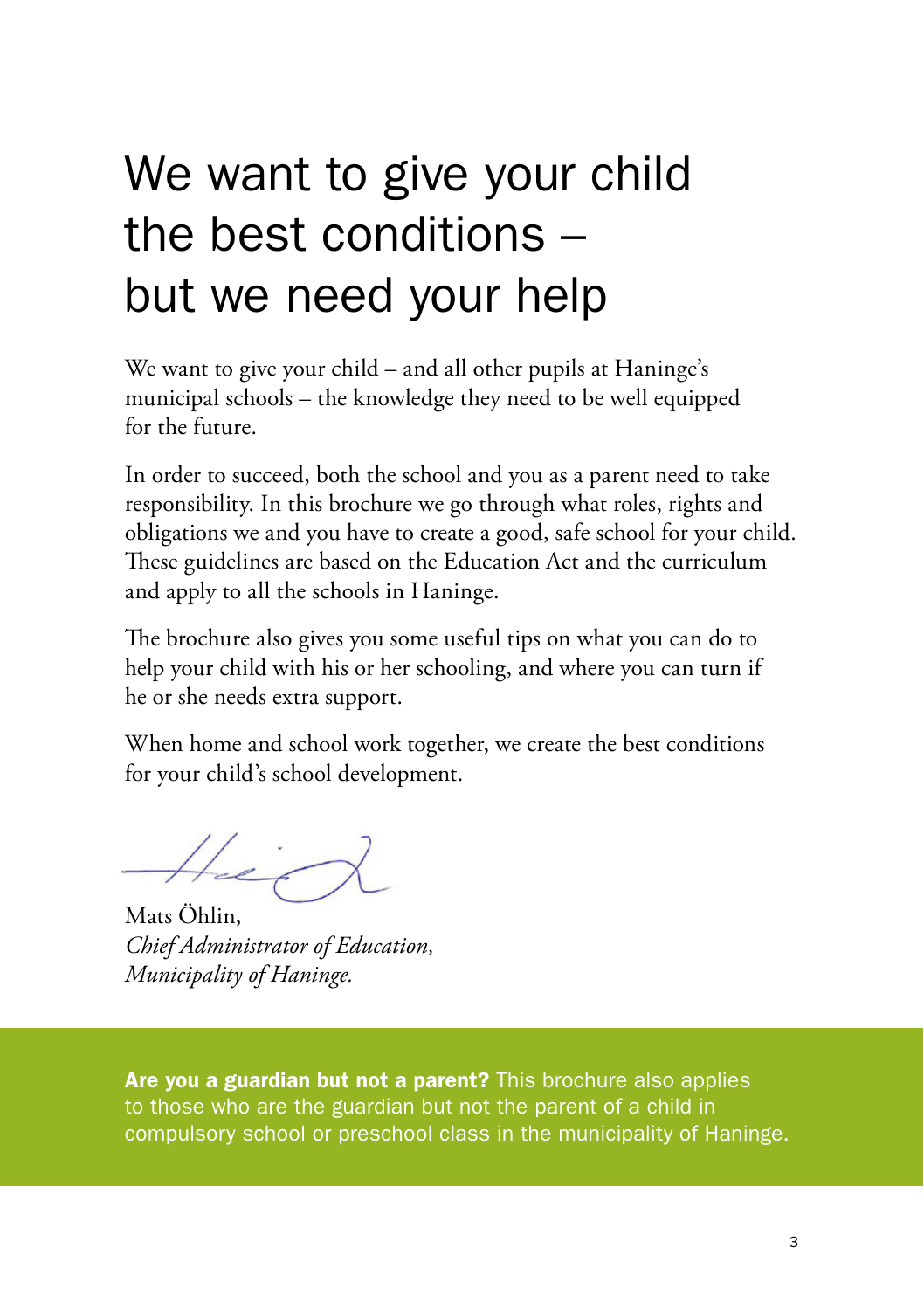# We want to give your child the best conditions – but we need your help

We want to give your child – and all other pupils at Haninge's municipal schools – the knowledge they need to be well equipped for the future.

In order to succeed, both the school and you as a parent need to take responsibility. In this brochure we go through what roles, rights and obligations we and you have to create a good, safe school for your child. These guidelines are based on the Education Act and the curriculum and apply to all the schools in Haninge.

The brochure also gives you some useful tips on what you can do to help your child with his or her schooling, and where you can turn if he or she needs extra support.

When home and school work together, we create the best conditions for your child's school development.

Mats Öhlin,
*Chief Administrator of Education,*
*Municipality of Haninge.*

**Are you a guardian but not a parent?** This brochure also applies to those who are the guardian but not the parent of a child in compulsory school or preschool class in the municipality of Haninge.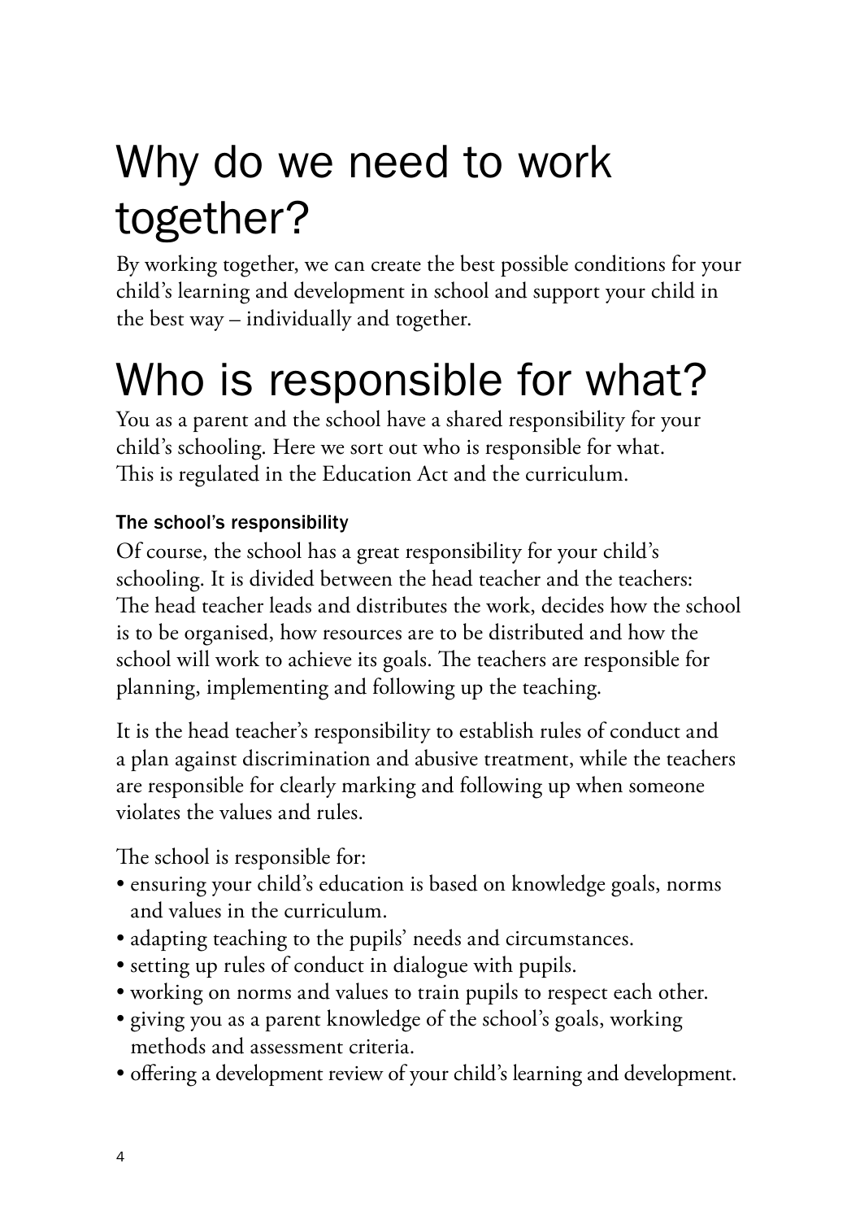# Why do we need to work together?

By working together, we can create the best possible conditions for your child's learning and development in school and support your child in the best way – individually and together.

# Who is responsible for what?

You as a parent and the school have a shared responsibility for your child's schooling. Here we sort out who is responsible for what. This is regulated in the Education Act and the curriculum.

### The school's responsibility

Of course, the school has a great responsibility for your child's schooling. It is divided between the head teacher and the teachers: The head teacher leads and distributes the work, decides how the school is to be organised, how resources are to be distributed and how the school will work to achieve its goals. The teachers are responsible for planning, implementing and following up the teaching.

It is the head teacher's responsibility to establish rules of conduct and a plan against discrimination and abusive treatment, while the teachers are responsible for clearly marking and following up when someone violates the values and rules.

The school is responsible for:

- ensuring your child's education is based on knowledge goals, norms and values in the curriculum.
- adapting teaching to the pupils' needs and circumstances.
- setting up rules of conduct in dialogue with pupils.
- working on norms and values to train pupils to respect each other.
- giving you as a parent knowledge of the school's goals, working methods and assessment criteria.
- offering a development review of your child's learning and development.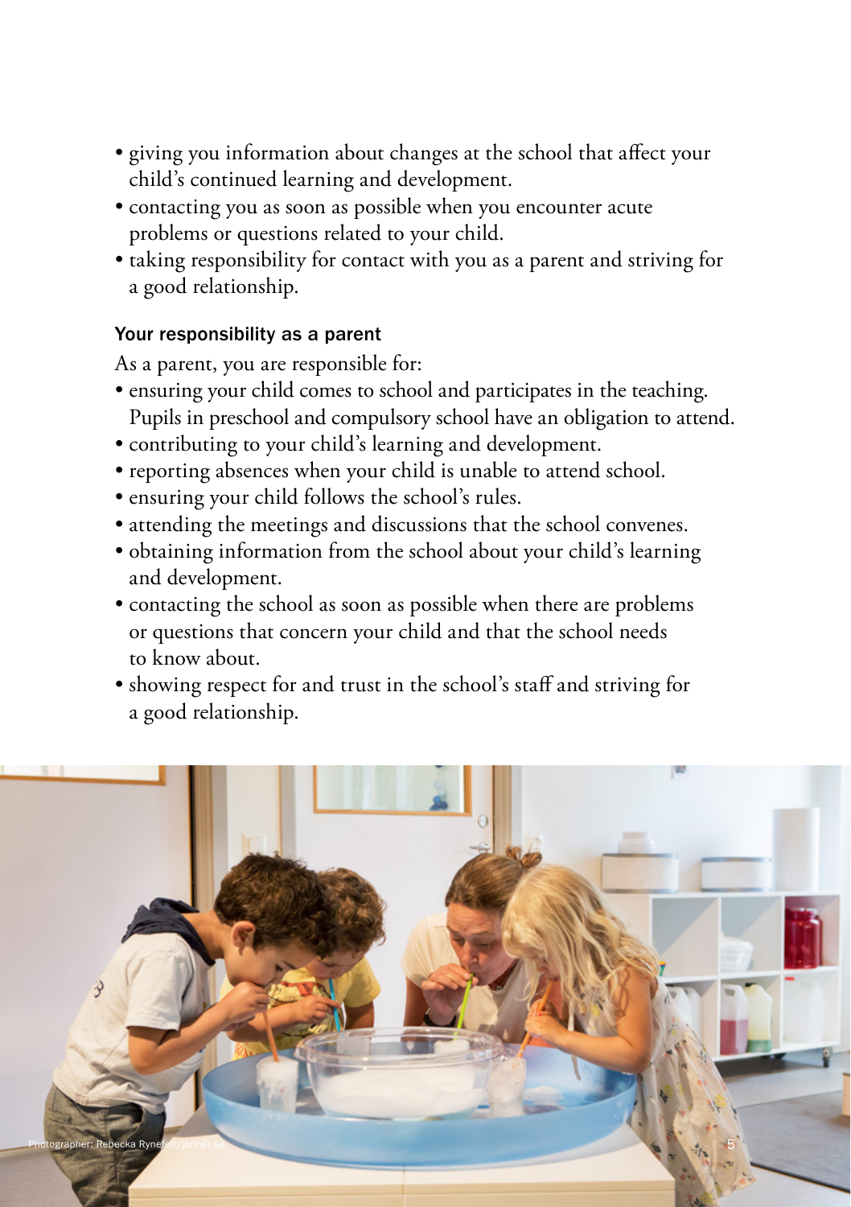- giving you information about changes at the school that affect your child's continued learning and development.
- contacting you as soon as possible when you encounter acute problems or questions related to your child.
- taking responsibility for contact with you as a parent and striving for a good relationship.

### Your responsibility as a parent

As a parent, you are responsible for:

- ensuring your child comes to school and participates in the teaching. Pupils in preschool and compulsory school have an obligation to attend.
- contributing to your child's learning and development.
- reporting absences when your child is unable to attend school.
- ensuring your child follows the school's rules.
- attending the meetings and discussions that the school convenes.
- obtaining information from the school about your child's learning and development.
- contacting the school as soon as possible when there are problems or questions that concern your child and that the school needs to know about.
- showing respect for and trust in the school's staff and striving for a good relationship.

Photographer: Rebecka Rynefelt/johner.se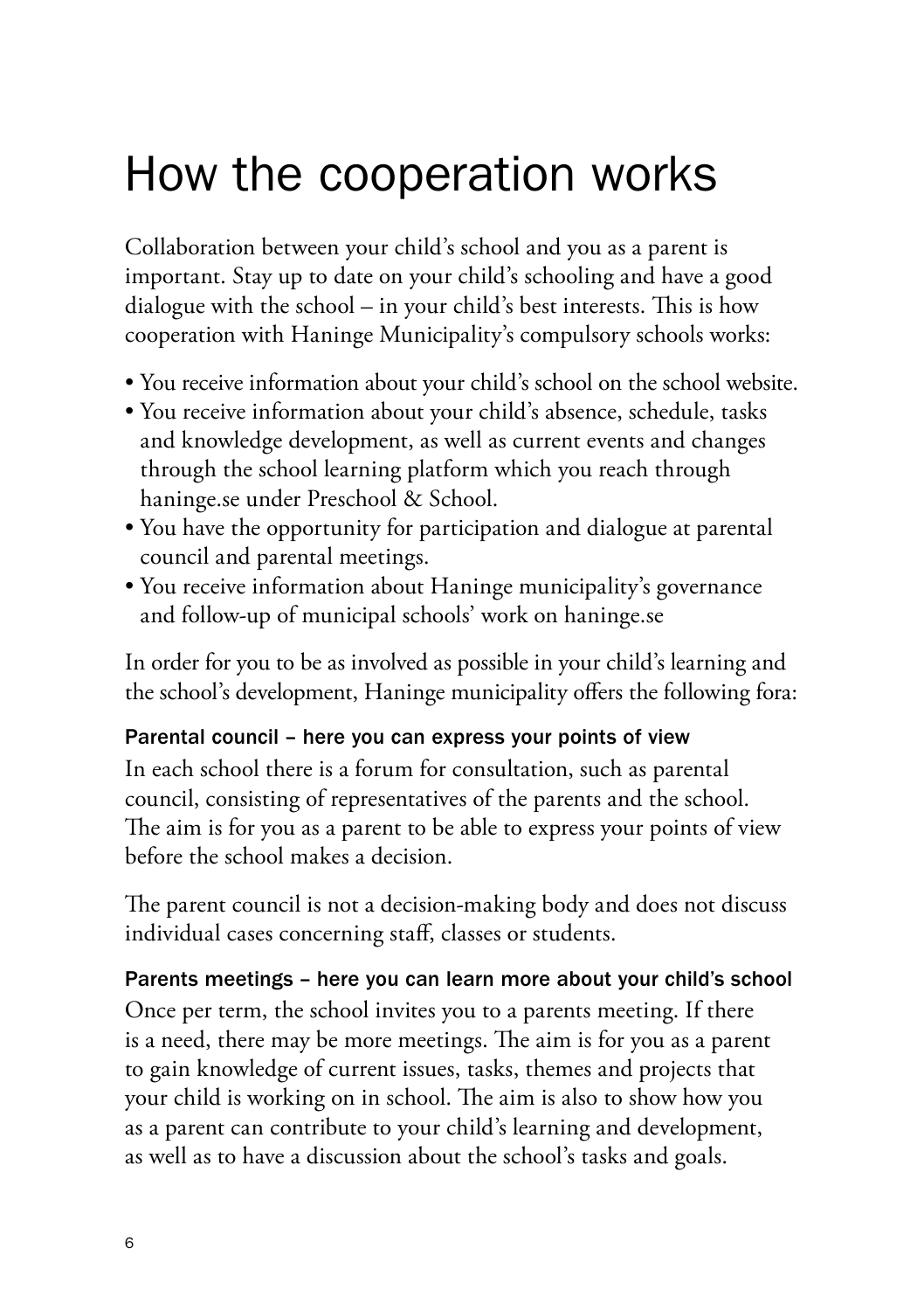# How the cooperation works

Collaboration between your child's school and you as a parent is important. Stay up to date on your child's schooling and have a good dialogue with the school – in your child's best interests. This is how cooperation with Haninge Municipality's compulsory schools works:

- You receive information about your child's school on the school website.
- You receive information about your child's absence, schedule, tasks and knowledge development, as well as current events and changes through the school learning platform which you reach through haninge.se under Preschool & School.
- You have the opportunity for participation and dialogue at parental council and parental meetings.
- You receive information about Haninge municipality's governance and follow-up of municipal schools' work on haninge.se

In order for you to be as involved as possible in your child's learning and the school's development, Haninge municipality offers the following fora:

### Parental council – here you can express your points of view

In each school there is a forum for consultation, such as parental council, consisting of representatives of the parents and the school. The aim is for you as a parent to be able to express your points of view before the school makes a decision.

The parent council is not a decision-making body and does not discuss individual cases concerning staff, classes or students.

### Parents meetings – here you can learn more about your child's school

Once per term, the school invites you to a parents meeting. If there is a need, there may be more meetings. The aim is for you as a parent to gain knowledge of current issues, tasks, themes and projects that your child is working on in school. The aim is also to show how you as a parent can contribute to your child's learning and development, as well as to have a discussion about the school's tasks and goals.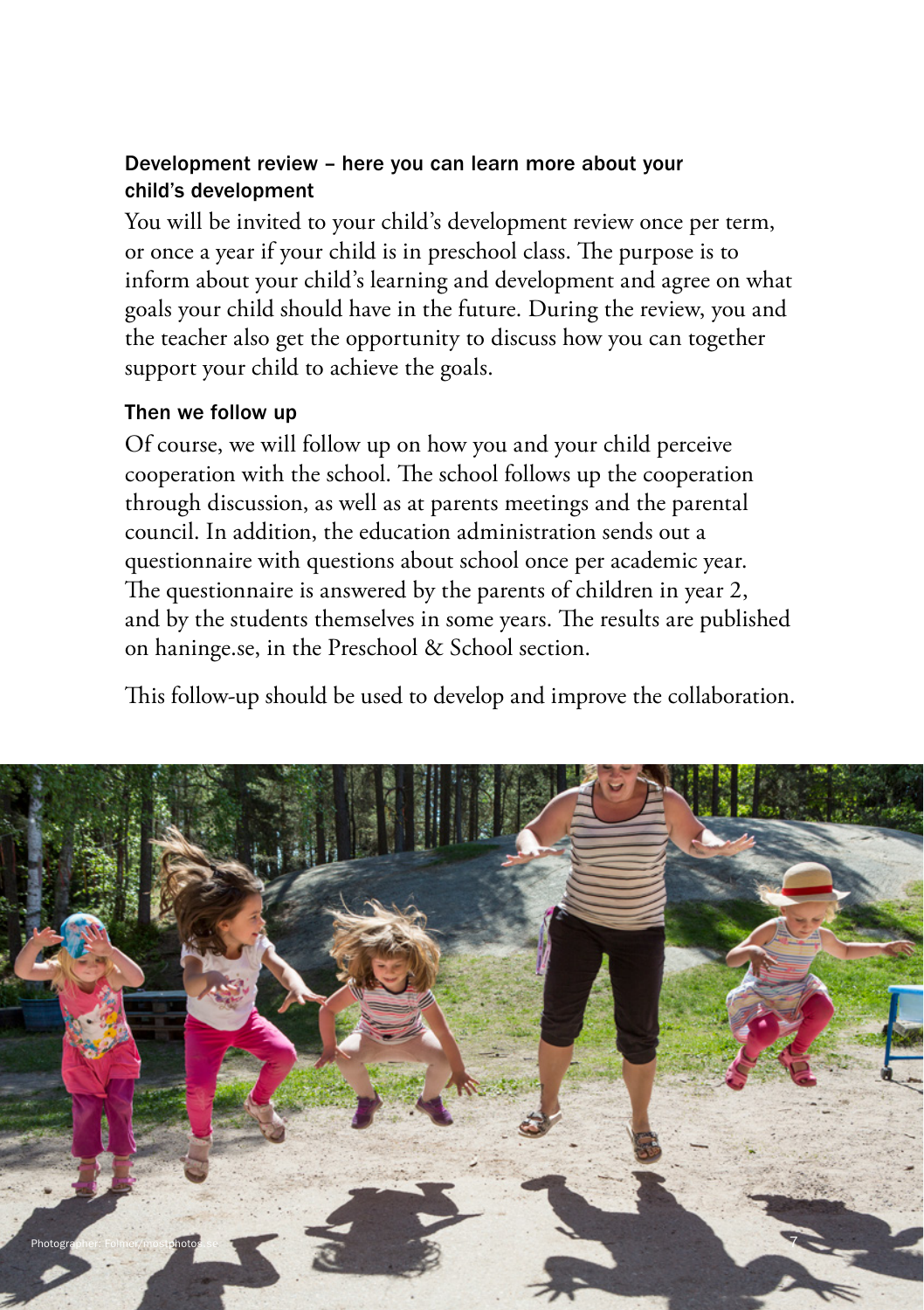### Development review – here you can learn more about your child's development

You will be invited to your child's development review once per term, or once a year if your child is in preschool class. The purpose is to inform about your child's learning and development and agree on what goals your child should have in the future. During the review, you and the teacher also get the opportunity to discuss how you can together support your child to achieve the goals.

### Then we follow up

Of course, we will follow up on how you and your child perceive cooperation with the school. The school follows up the cooperation through discussion, as well as at parents meetings and the parental council. In addition, the education administration sends out a questionnaire with questions about school once per academic year. The questionnaire is answered by the parents of children in year 2, and by the students themselves in some years. The results are published on haninge.se, in the Preschool & School section.

This follow-up should be used to develop and improve the collaboration.

Photographer: Follmer/mostphotos.se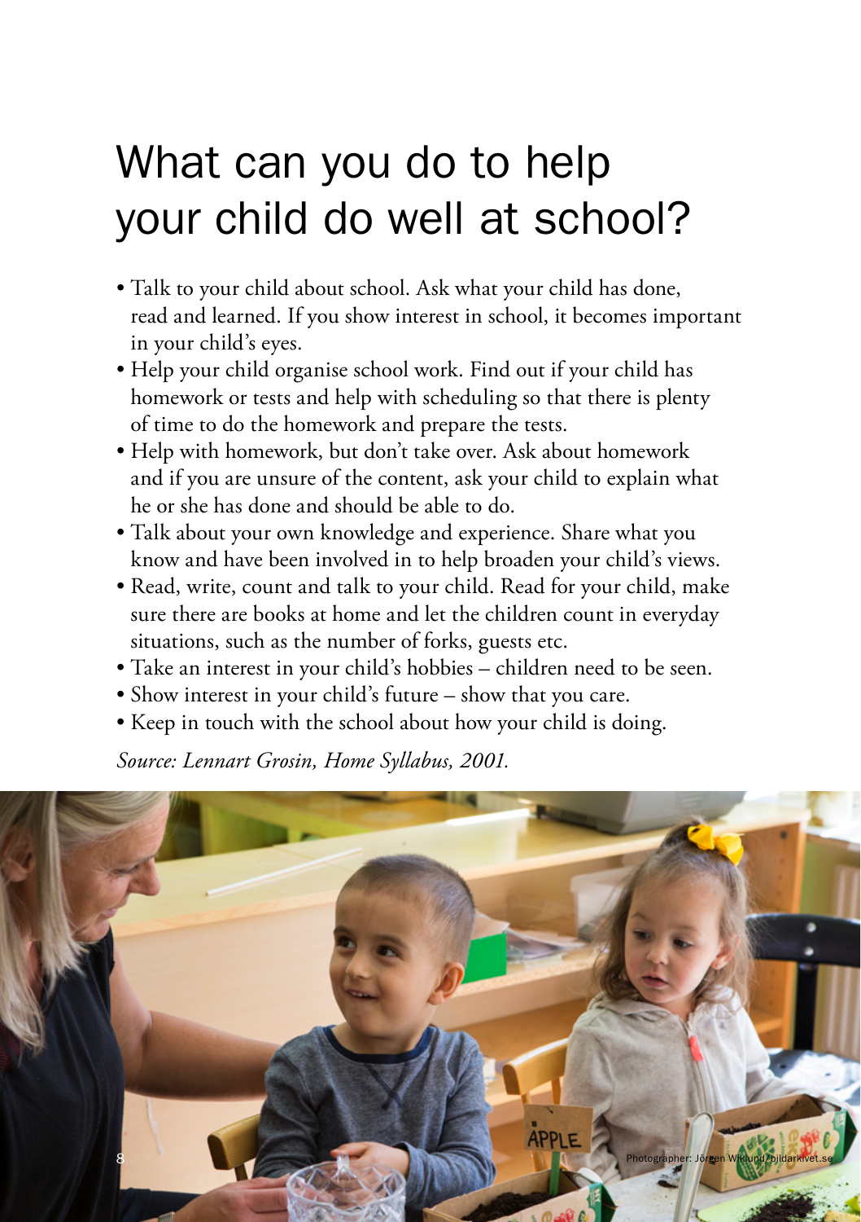# What can you do to help your child do well at school?

- Talk to your child about school. Ask what your child has done, read and learned. If you show interest in school, it becomes important in your child's eyes.
- Help your child organise school work. Find out if your child has homework or tests and help with scheduling so that there is plenty of time to do the homework and prepare the tests.
- Help with homework, but don't take over. Ask about homework and if you are unsure of the content, ask your child to explain what he or she has done and should be able to do.
- Talk about your own knowledge and experience. Share what you know and have been involved in to help broaden your child's views.
- Read, write, count and talk to your child. Read for your child, make sure there are books at home and let the children count in everyday situations, such as the number of forks, guests etc.
- Take an interest in your child's hobbies – children need to be seen.
- Show interest in your child's future – show that you care.
- Keep in touch with the school about how your child is doing.

*Source: Lennart Grosin, Home Syllabus, 2001.*

Photographer: Jörgen Wiklund/bildarkivet.se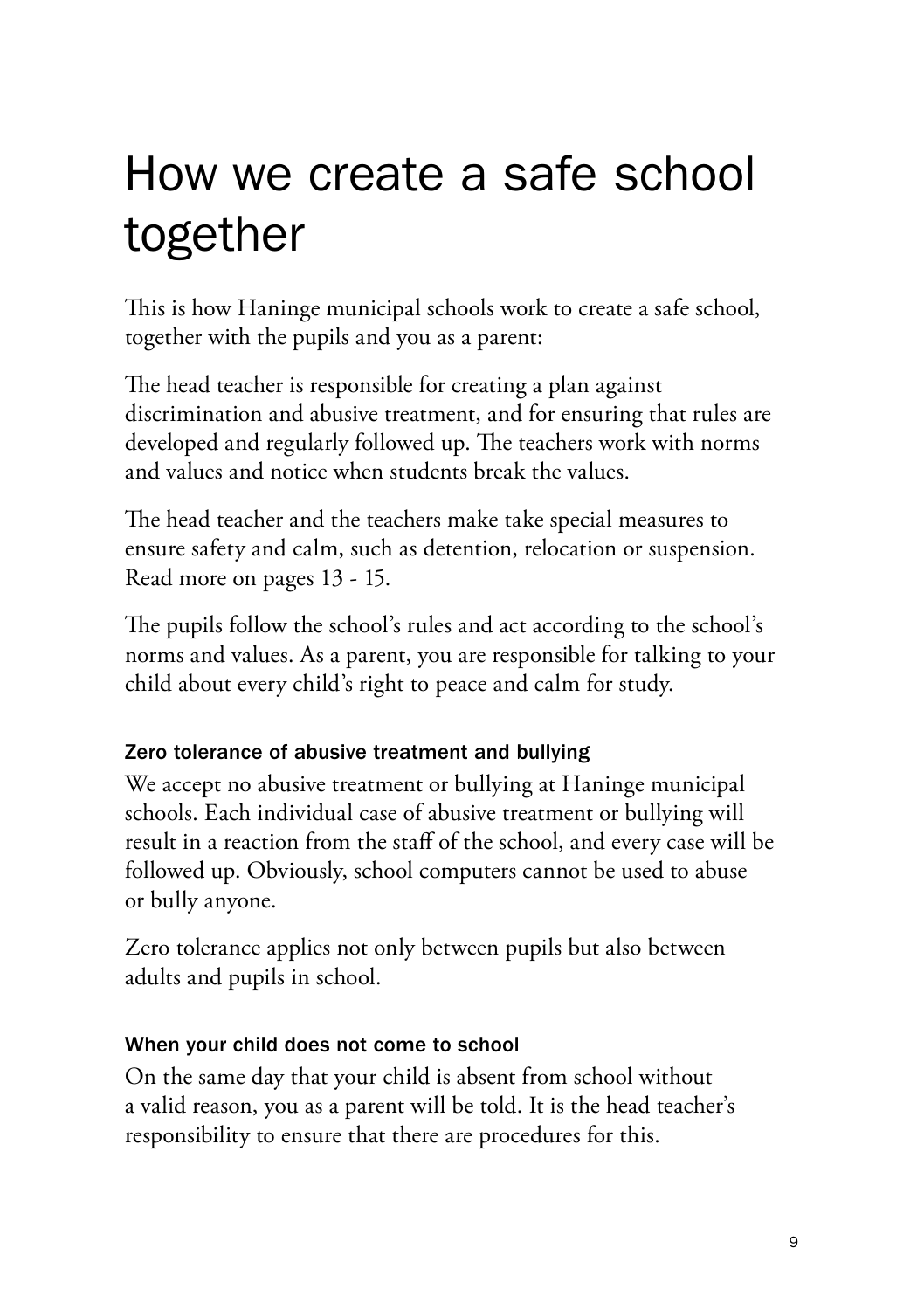# How we create a safe school together

This is how Haninge municipal schools work to create a safe school, together with the pupils and you as a parent:

The head teacher is responsible for creating a plan against discrimination and abusive treatment, and for ensuring that rules are developed and regularly followed up. The teachers work with norms and values and notice when students break the values.

The head teacher and the teachers make take special measures to ensure safety and calm, such as detention, relocation or suspension. Read more on pages 13 - 15.

The pupils follow the school's rules and act according to the school's norms and values. As a parent, you are responsible for talking to your child about every child's right to peace and calm for study.

### Zero tolerance of abusive treatment and bullying

We accept no abusive treatment or bullying at Haninge municipal schools. Each individual case of abusive treatment or bullying will result in a reaction from the staff of the school, and every case will be followed up. Obviously, school computers cannot be used to abuse or bully anyone.

Zero tolerance applies not only between pupils but also between adults and pupils in school.

### When your child does not come to school

On the same day that your child is absent from school without a valid reason, you as a parent will be told. It is the head teacher's responsibility to ensure that there are procedures for this.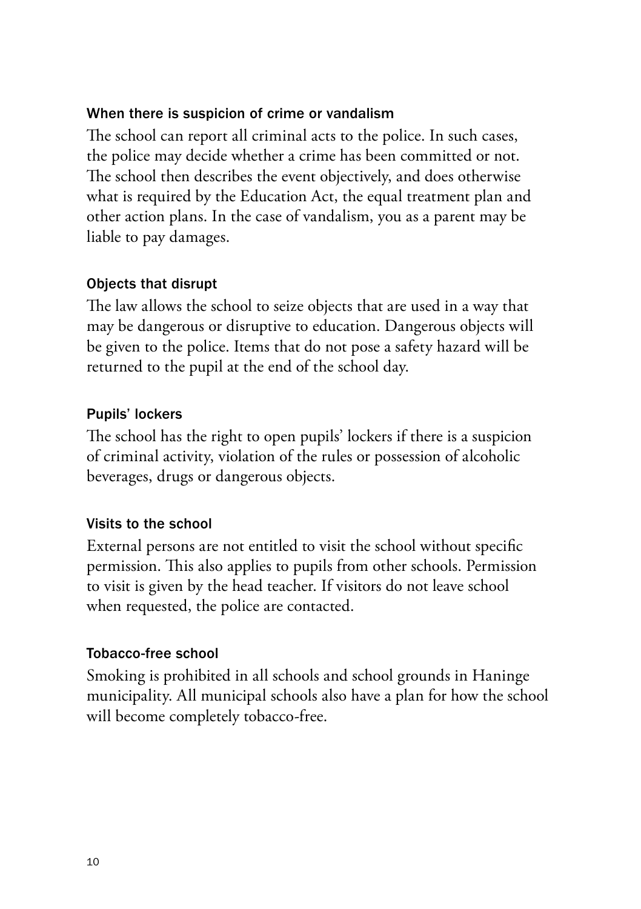### When there is suspicion of crime or vandalism

The school can report all criminal acts to the police. In such cases, the police may decide whether a crime has been committed or not. The school then describes the event objectively, and does otherwise what is required by the Education Act, the equal treatment plan and other action plans. In the case of vandalism, you as a parent may be liable to pay damages.

### Objects that disrupt

The law allows the school to seize objects that are used in a way that may be dangerous or disruptive to education. Dangerous objects will be given to the police. Items that do not pose a safety hazard will be returned to the pupil at the end of the school day.

### Pupils' lockers

The school has the right to open pupils' lockers if there is a suspicion of criminal activity, violation of the rules or possession of alcoholic beverages, drugs or dangerous objects.

### Visits to the school

External persons are not entitled to visit the school without specific permission. This also applies to pupils from other schools. Permission to visit is given by the head teacher. If visitors do not leave school when requested, the police are contacted.

### Tobacco-free school

Smoking is prohibited in all schools and school grounds in Haninge municipality. All municipal schools also have a plan for how the school will become completely tobacco-free.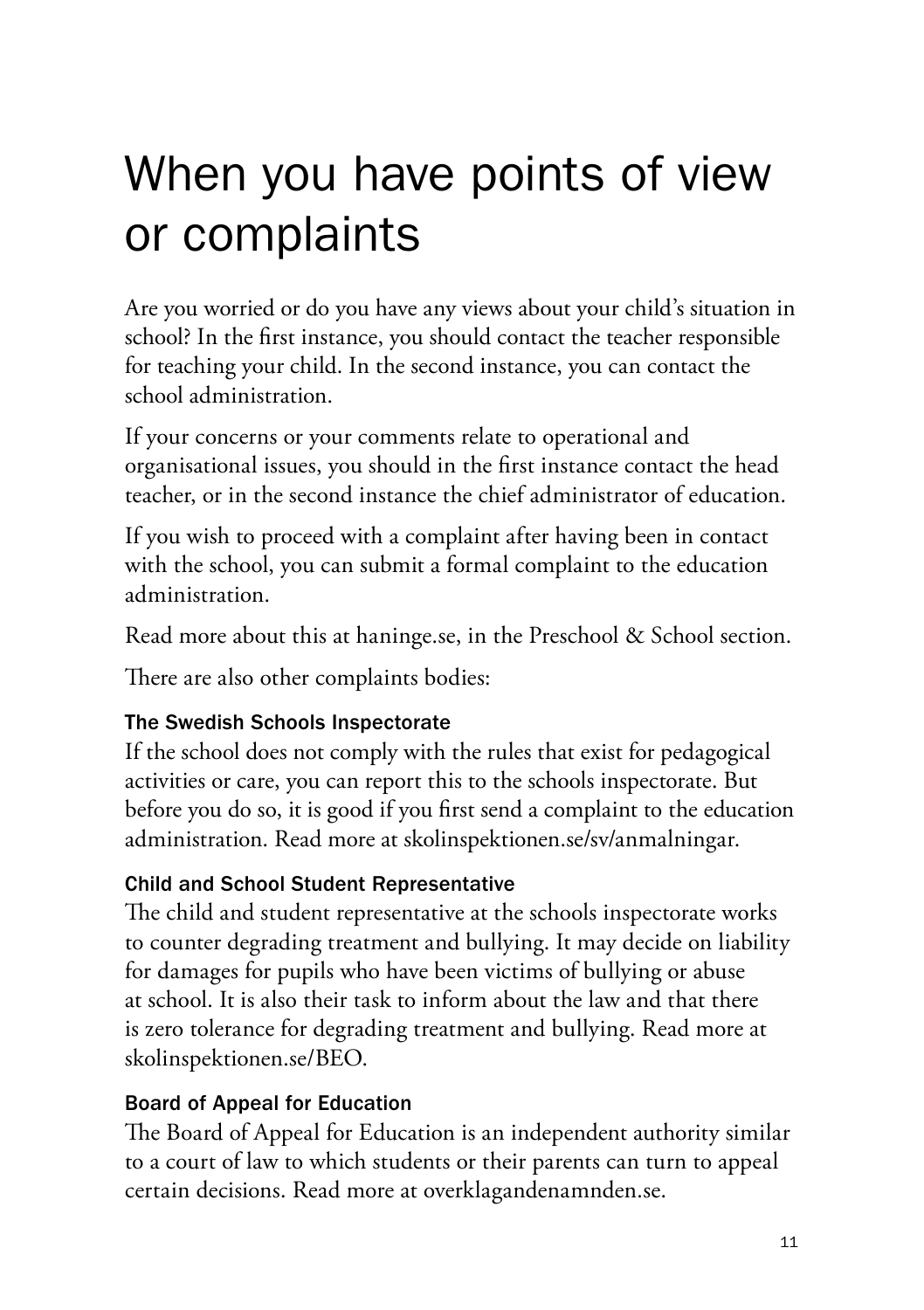# When you have points of view or complaints

Are you worried or do you have any views about your child's situation in school? In the first instance, you should contact the teacher responsible for teaching your child. In the second instance, you can contact the school administration.

If your concerns or your comments relate to operational and organisational issues, you should in the first instance contact the head teacher, or in the second instance the chief administrator of education.

If you wish to proceed with a complaint after having been in contact with the school, you can submit a formal complaint to the education administration.

Read more about this at haninge.se, in the Preschool & School section.

There are also other complaints bodies:

### The Swedish Schools Inspectorate

If the school does not comply with the rules that exist for pedagogical activities or care, you can report this to the schools inspectorate. But before you do so, it is good if you first send a complaint to the education administration. Read more at skolinspektionen.se/sv/anmalningar.

### Child and School Student Representative

The child and student representative at the schools inspectorate works to counter degrading treatment and bullying. It may decide on liability for damages for pupils who have been victims of bullying or abuse at school. It is also their task to inform about the law and that there is zero tolerance for degrading treatment and bullying. Read more at skolinspektionen.se/BEO.

### Board of Appeal for Education

The Board of Appeal for Education is an independent authority similar to a court of law to which students or their parents can turn to appeal certain decisions. Read more at overklagandenamnden.se.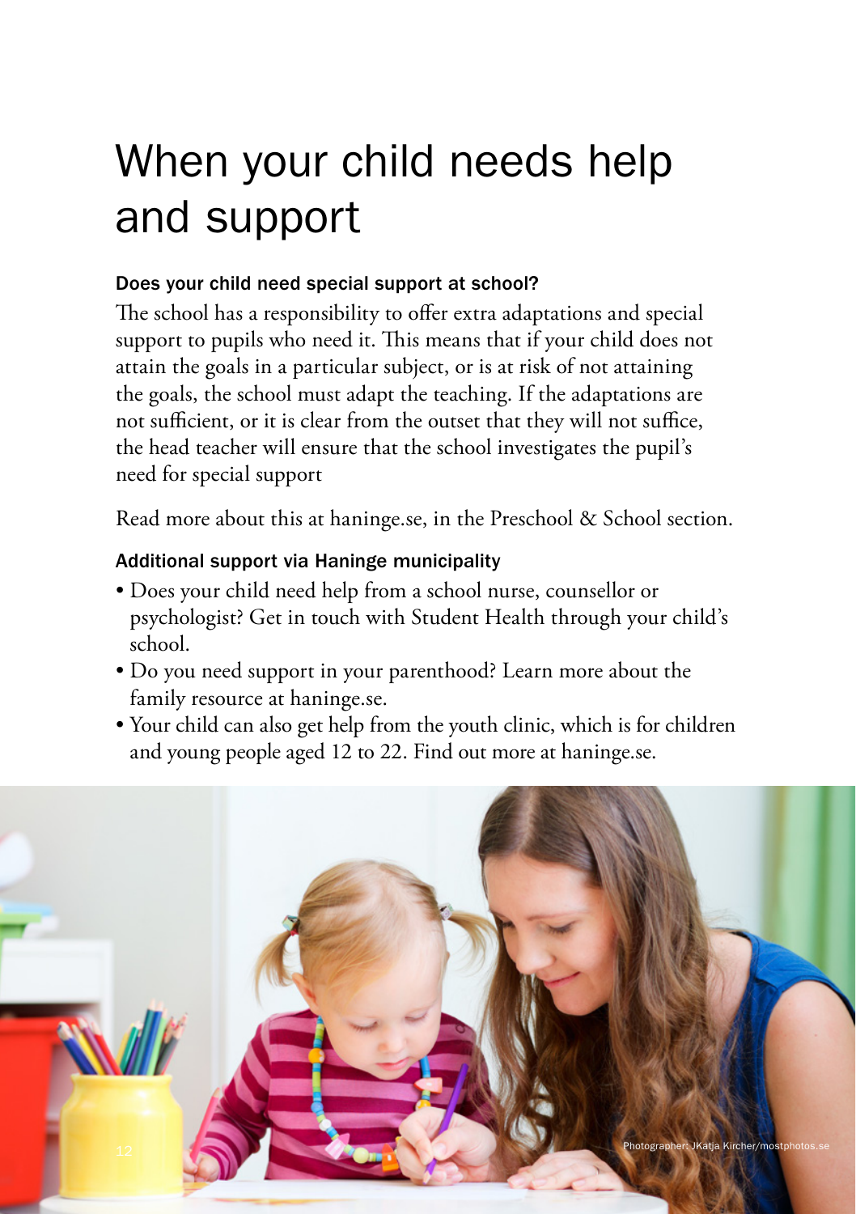# When your child needs help and support

### Does your child need special support at school?

The school has a responsibility to offer extra adaptations and special support to pupils who need it. This means that if your child does not attain the goals in a particular subject, or is at risk of not attaining the goals, the school must adapt the teaching. If the adaptations are not sufficient, or it is clear from the outset that they will not suffice, the head teacher will ensure that the school investigates the pupil's need for special support

Read more about this at haninge.se, in the Preschool & School section.

### Additional support via Haninge municipality

- Does your child need help from a school nurse, counsellor or psychologist? Get in touch with Student Health through your child's school.
- Do you need support in your parenthood? Learn more about the family resource at haninge.se.
- Your child can also get help from the youth clinic, which is for children and young people aged 12 to 22. Find out more at haninge.se.

Photographer: JKatja Kircher/mostphotos.se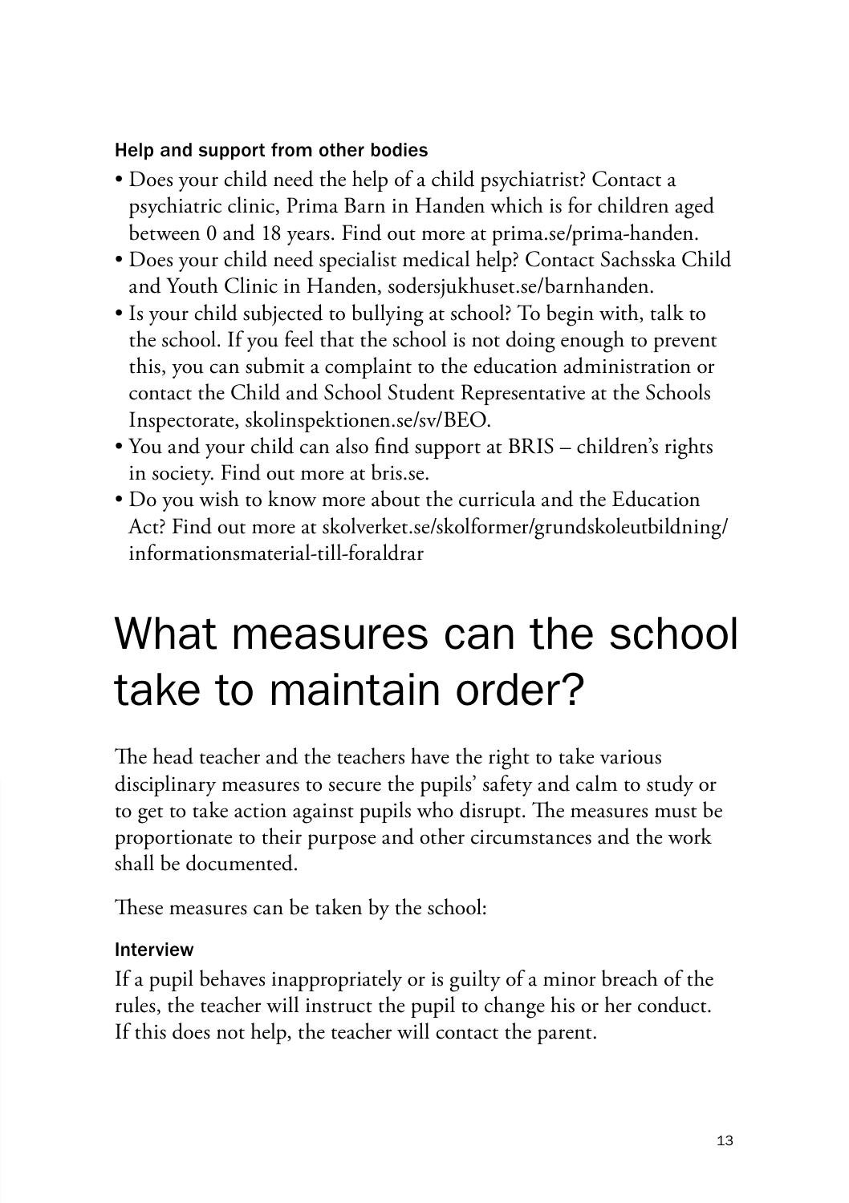### Help and support from other bodies

- Does your child need the help of a child psychiatrist? Contact a psychiatric clinic, Prima Barn in Handen which is for children aged between 0 and 18 years. Find out more at prima.se/prima-handen.
- Does your child need specialist medical help? Contact Sachsska Child and Youth Clinic in Handen, sodersjukhuset.se/barnhanden.
- Is your child subjected to bullying at school? To begin with, talk to the school. If you feel that the school is not doing enough to prevent this, you can submit a complaint to the education administration or contact the Child and School Student Representative at the Schools Inspectorate, skolinspektionen.se/sv/BEO.
- You and your child can also find support at BRIS – children's rights in society. Find out more at bris.se.
- Do you wish to know more about the curricula and the Education Act? Find out more at skolverket.se/skolformer/grundskoleutbildning/informationsmaterial-till-foraldrar

# What measures can the school take to maintain order?

The head teacher and the teachers have the right to take various disciplinary measures to secure the pupils' safety and calm to study or to get to take action against pupils who disrupt. The measures must be proportionate to their purpose and other circumstances and the work shall be documented.

These measures can be taken by the school:

### Interview

If a pupil behaves inappropriately or is guilty of a minor breach of the rules, the teacher will instruct the pupil to change his or her conduct. If this does not help, the teacher will contact the parent.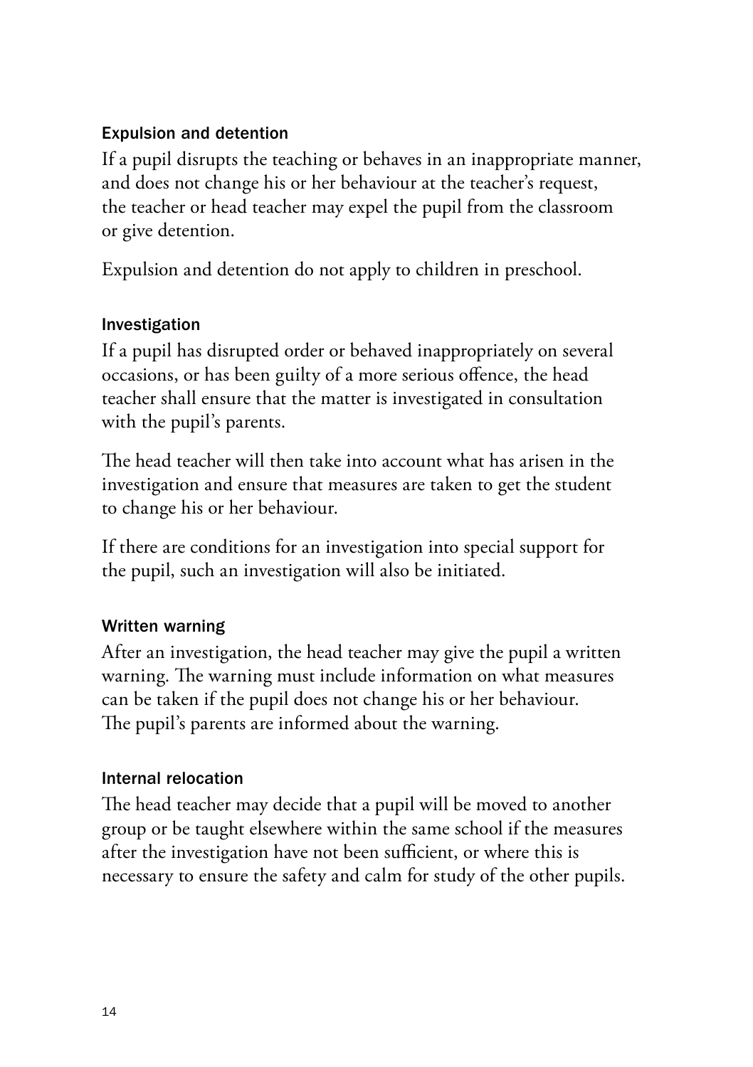### Expulsion and detention

If a pupil disrupts the teaching or behaves in an inappropriate manner, and does not change his or her behaviour at the teacher's request, the teacher or head teacher may expel the pupil from the classroom or give detention.

Expulsion and detention do not apply to children in preschool.

### Investigation

If a pupil has disrupted order or behaved inappropriately on several occasions, or has been guilty of a more serious offence, the head teacher shall ensure that the matter is investigated in consultation with the pupil's parents.

The head teacher will then take into account what has arisen in the investigation and ensure that measures are taken to get the student to change his or her behaviour.

If there are conditions for an investigation into special support for the pupil, such an investigation will also be initiated.

### Written warning

After an investigation, the head teacher may give the pupil a written warning. The warning must include information on what measures can be taken if the pupil does not change his or her behaviour. The pupil's parents are informed about the warning.

### Internal relocation

The head teacher may decide that a pupil will be moved to another group or be taught elsewhere within the same school if the measures after the investigation have not been sufficient, or where this is necessary to ensure the safety and calm for study of the other pupils.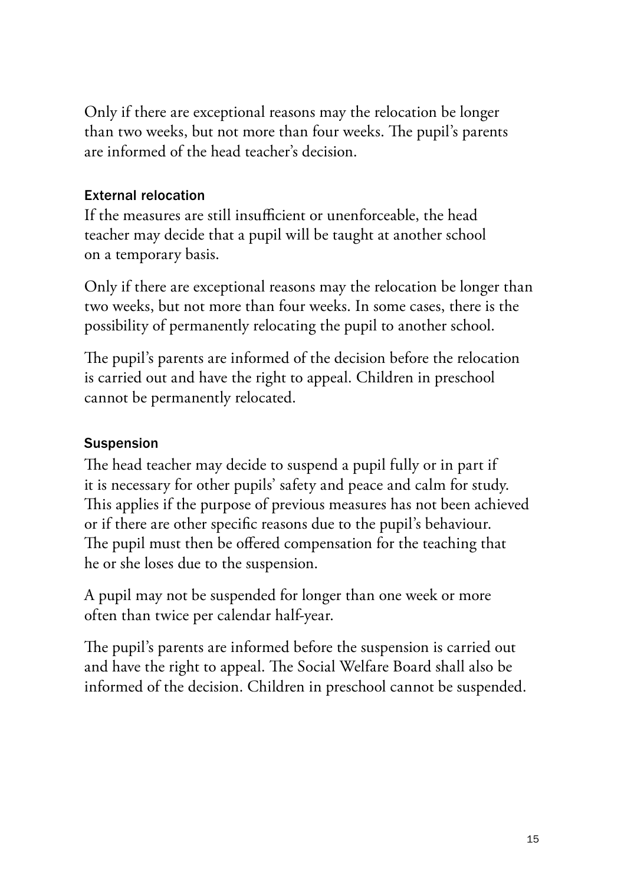Only if there are exceptional reasons may the relocation be longer than two weeks, but not more than four weeks. The pupil's parents are informed of the head teacher's decision.

### External relocation

If the measures are still insufficient or unenforceable, the head teacher may decide that a pupil will be taught at another school on a temporary basis.

Only if there are exceptional reasons may the relocation be longer than two weeks, but not more than four weeks. In some cases, there is the possibility of permanently relocating the pupil to another school.

The pupil's parents are informed of the decision before the relocation is carried out and have the right to appeal. Children in preschool cannot be permanently relocated.

### Suspension

The head teacher may decide to suspend a pupil fully or in part if it is necessary for other pupils' safety and peace and calm for study. This applies if the purpose of previous measures has not been achieved or if there are other specific reasons due to the pupil's behaviour. The pupil must then be offered compensation for the teaching that he or she loses due to the suspension.

A pupil may not be suspended for longer than one week or more often than twice per calendar half-year.

The pupil's parents are informed before the suspension is carried out and have the right to appeal. The Social Welfare Board shall also be informed of the decision. Children in preschool cannot be suspended.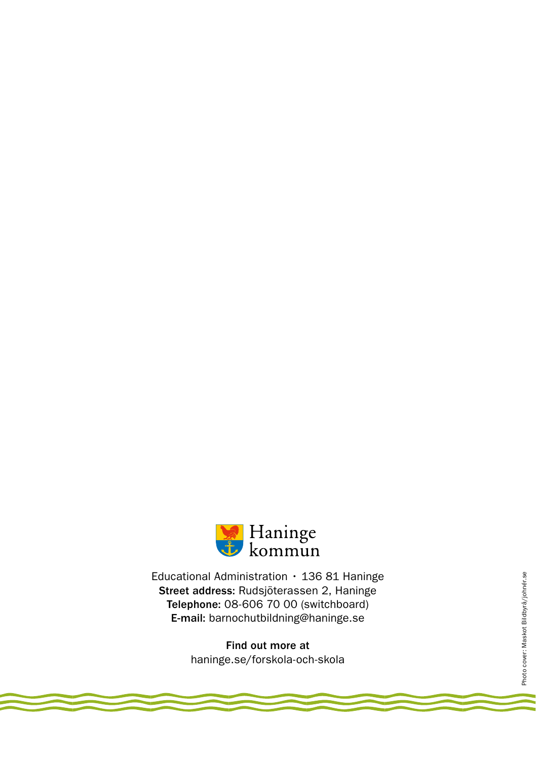Haninge kommun

Educational Administration · 136 81 Haninge
**Street address:** Rudsjöterassen 2, Haninge
**Telephone:** 08-606 70 00 (switchboard)
**E-mail:** barnochutbildning@haninge.se

**Find out more at**
haninge.se/forskola-och-skola

Photo cover: Maskot Bildbyrå/johnér.se